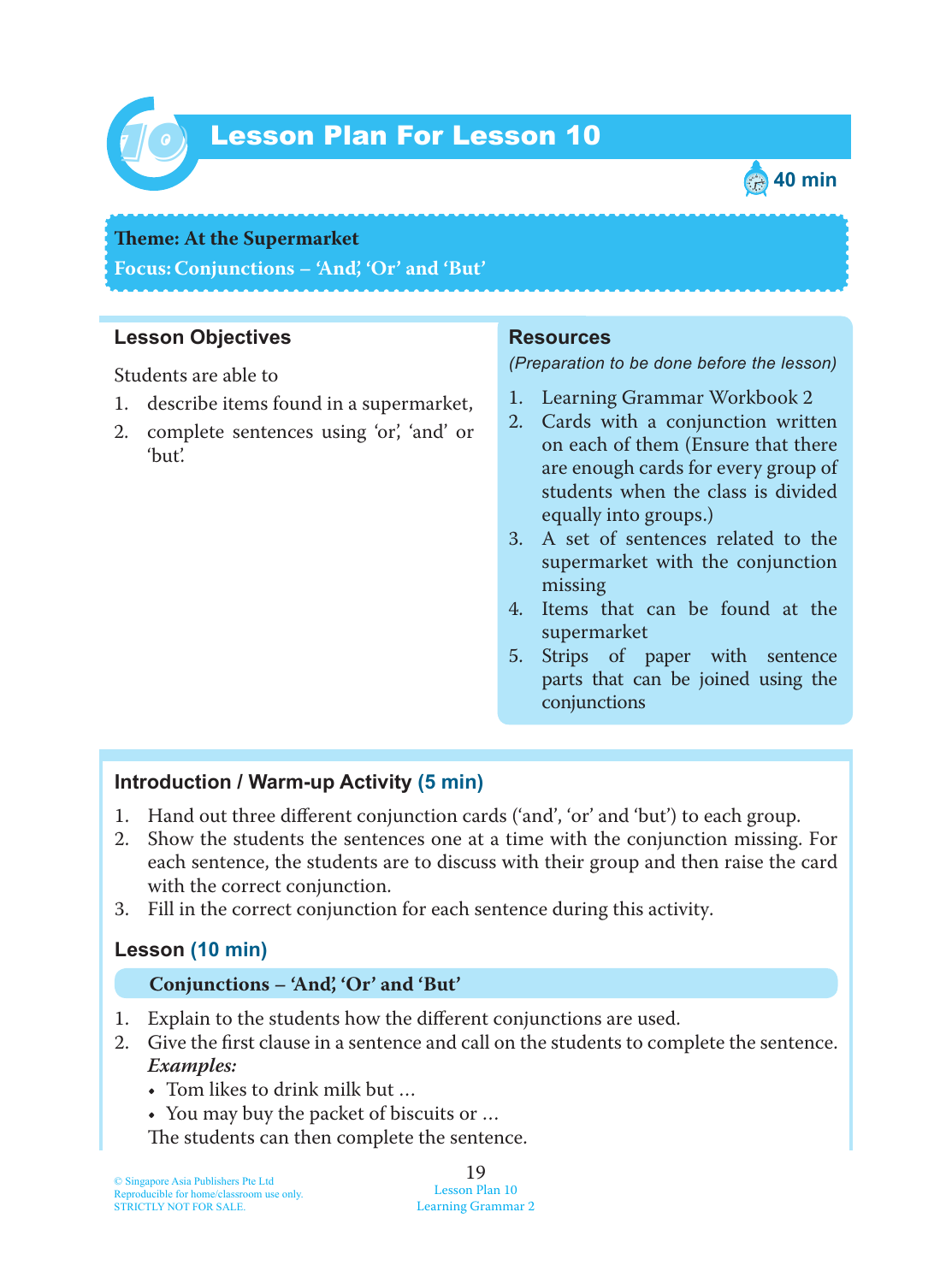# Lesson Plan For Lesson 10

40 min

**Theme: At the Supermarket**
**Focus: Conjunctions – 'And', 'Or' and 'But'**

## Lesson Objectives

Students are able to

1. describe items found in a supermarket,
2. complete sentences using 'or', 'and' or 'but'.

## Resources

*(Preparation to be done before the lesson)*

1. Learning Grammar Workbook 2
2. Cards with a conjunction written on each of them (Ensure that there are enough cards for every group of students when the class is divided equally into groups.)
3. A set of sentences related to the supermarket with the conjunction missing
4. Items that can be found at the supermarket
5. Strips of paper with sentence parts that can be joined using the conjunctions

## Introduction / Warm-up Activity (5 min)

1. Hand out three different conjunction cards ('and', 'or' and 'but') to each group.
2. Show the students the sentences one at a time with the conjunction missing. For each sentence, the students are to discuss with their group and then raise the card with the correct conjunction.
3. Fill in the correct conjunction for each sentence during this activity.

## Lesson (10 min)

### Conjunctions – 'And', 'Or' and 'But'

1. Explain to the students how the different conjunctions are used.
2. Give the first clause in a sentence and call on the students to complete the sentence.
   ***Examples:***
   - Tom likes to drink milk but …
   - You may buy the packet of biscuits or …

   The students can then complete the sentence.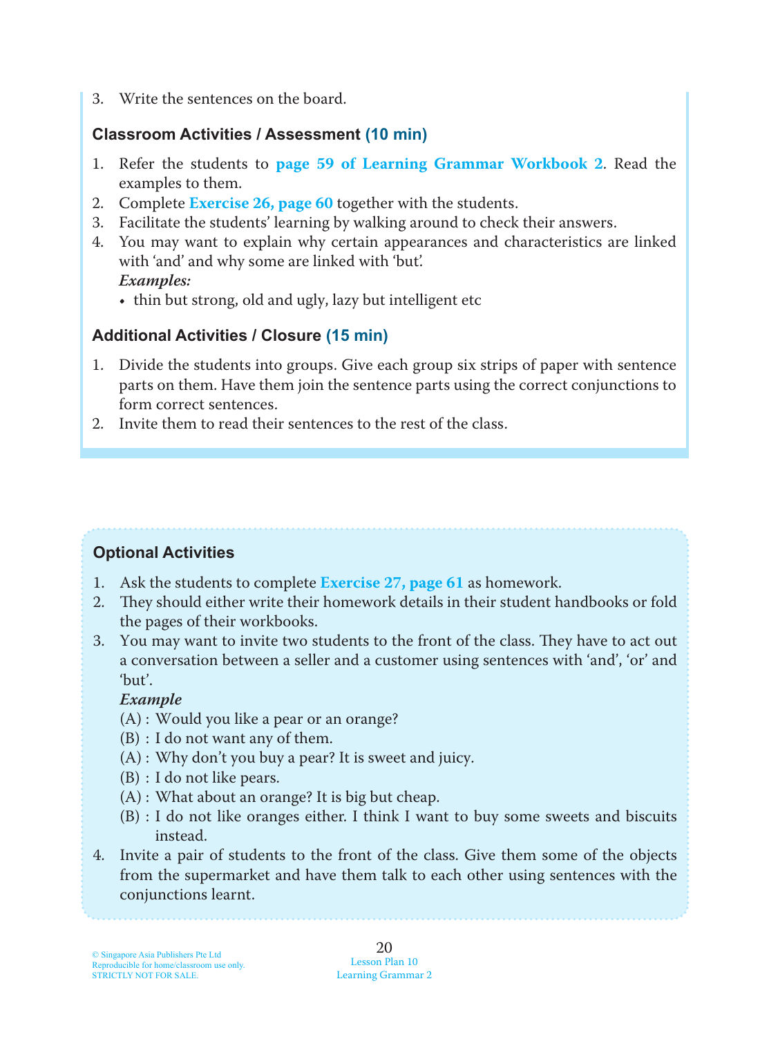3. Write the sentences on the board.

### Classroom Activities / Assessment (10 min)

1. Refer the students to **page 59 of Learning Grammar Workbook 2**. Read the examples to them.
2. Complete **Exercise 26, page 60** together with the students.
3. Facilitate the students' learning by walking around to check their answers.
4. You may want to explain why certain appearances and characteristics are linked with 'and' and why some are linked with 'but'.
   ***Examples:***
   - thin but strong, old and ugly, lazy but intelligent etc

### Additional Activities / Closure (15 min)

1. Divide the students into groups. Give each group six strips of paper with sentence parts on them. Have them join the sentence parts using the correct conjunctions to form correct sentences.
2. Invite them to read their sentences to the rest of the class.

### Optional Activities

1. Ask the students to complete **Exercise 27, page 61** as homework.
2. They should either write their homework details in their student handbooks or fold the pages of their workbooks.
3. You may want to invite two students to the front of the class. They have to act out a conversation between a seller and a customer using sentences with 'and', 'or' and 'but'.
   ***Example***
   (A) : Would you like a pear or an orange?
   (B) : I do not want any of them.
   (A) : Why don't you buy a pear? It is sweet and juicy.
   (B) : I do not like pears.
   (A) : What about an orange? It is big but cheap.
   (B) : I do not like oranges either. I think I want to buy some sweets and biscuits instead.
4. Invite a pair of students to the front of the class. Give them some of the objects from the supermarket and have them talk to each other using sentences with the conjunctions learnt.

© Singapore Asia Publishers Pte Ltd
Reproducible for home/classroom use only.
STRICTLY NOT FOR SALE.